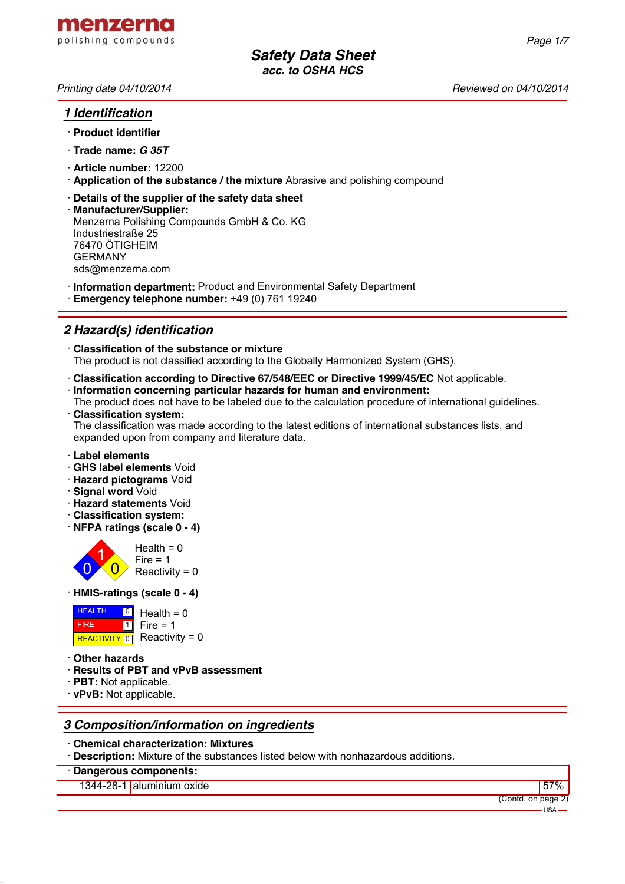menzerna
polishing compounds

# Safety Data Sheet
*acc. to OSHA HCS*

*Printing date 04/10/2014* *Reviewed on 04/10/2014*

## 1 Identification

· **Product identifier**

· **Trade name:** ***G 35T***

· **Article number:** 12200

· **Application of the substance / the mixture** Abrasive and polishing compound

· **Details of the supplier of the safety data sheet**

· **Manufacturer/Supplier:**
Menzerna Polishing Compounds GmbH & Co. KG
Industriestraße 25
76470 ÖTIGHEIM
GERMANY
sds@menzerna.com

· **Information department:** Product and Environmental Safety Department

· **Emergency telephone number:** +49 (0) 761 19240

## 2 Hazard(s) identification

· **Classification of the substance or mixture**
The product is not classified according to the Globally Harmonized System (GHS).

· **Classification according to Directive 67/548/EEC or Directive 1999/45/EC** Not applicable.

· **Information concerning particular hazards for human and environment:**
The product does not have to be labeled due to the calculation procedure of international guidelines.

· **Classification system:**
The classification was made according to the latest editions of international substances lists, and expanded upon from company and literature data.

· **Label elements**

· **GHS label elements** Void

· **Hazard pictograms** Void

· **Signal word** Void

· **Hazard statements** Void

· **Classification system:**

· **NFPA ratings (scale 0 - 4)**

Health = 0
Fire = 1
Reactivity = 0

· **HMIS-ratings (scale 0 - 4)**

| | | |
|---|---|---|
| HEALTH | 0 | Health = 0 |
| FIRE | 1 | Fire = 1 |
| REACTIVITY | 0 | Reactivity = 0 |

· **Other hazards**

· **Results of PBT and vPvB assessment**

· **PBT:** Not applicable.

· **vPvB:** Not applicable.

## 3 Composition/information on ingredients

· **Chemical characterization: Mixtures**

· **Description:** Mixture of the substances listed below with nonhazardous additions.

| · Dangerous components: | | |
|---|---|---|
| 1344-28-1 | aluminium oxide | 57% |

(Contd. on page 2)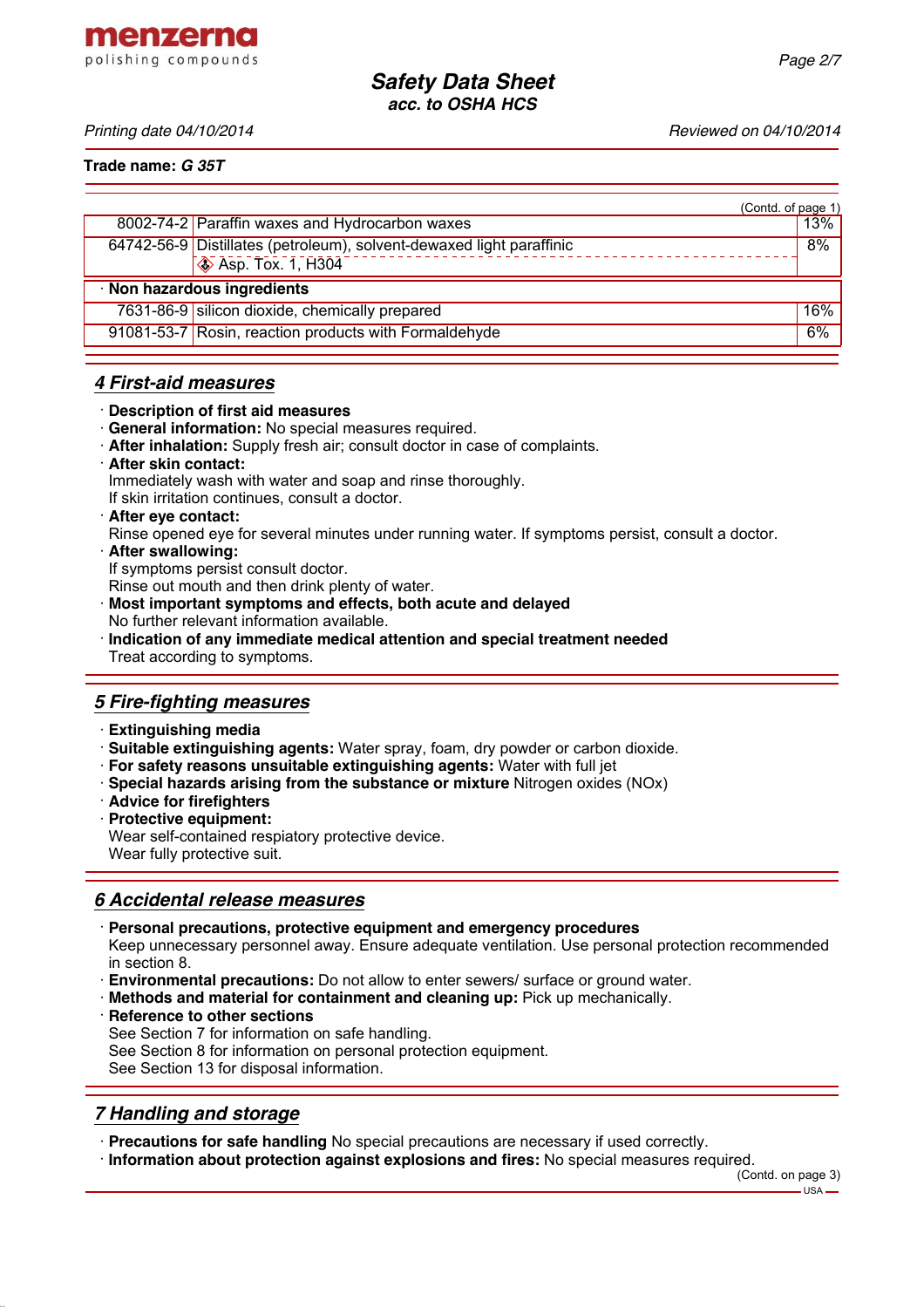Trade name: *G 35T*

(Contd. of page 1)

| | | |
|---|---|---|
| 8002-74-2 | Paraffin waxes and Hydrocarbon waxes | 13% |
| 64742-56-9 | Distillates (petroleum), solvent-dewaxed light paraffinic<br>Asp. Tox. 1, H304 | 8% |
| · **Non hazardous ingredients** | | |
| 7631-86-9 | silicon dioxide, chemically prepared | 16% |
| 91081-53-7 | Rosin, reaction products with Formaldehyde | 6% |

## 4 First-aid measures

· **Description of first aid measures**
· **General information:** No special measures required.
· **After inhalation:** Supply fresh air; consult doctor in case of complaints.
· **After skin contact:**
Immediately wash with water and soap and rinse thoroughly.
If skin irritation continues, consult a doctor.
· **After eye contact:**
Rinse opened eye for several minutes under running water. If symptoms persist, consult a doctor.
· **After swallowing:**
If symptoms persist consult doctor.
Rinse out mouth and then drink plenty of water.
· **Most important symptoms and effects, both acute and delayed**
No further relevant information available.
· **Indication of any immediate medical attention and special treatment needed**
Treat according to symptoms.

## 5 Fire-fighting measures

· **Extinguishing media**
· **Suitable extinguishing agents:** Water spray, foam, dry powder or carbon dioxide.
· **For safety reasons unsuitable extinguishing agents:** Water with full jet
· **Special hazards arising from the substance or mixture** Nitrogen oxides (NOx)
· **Advice for firefighters**
· **Protective equipment:**
Wear self-contained respiatory protective device.
Wear fully protective suit.

## 6 Accidental release measures

· **Personal precautions, protective equipment and emergency procedures**
Keep unnecessary personnel away. Ensure adequate ventilation. Use personal protection recommended in section 8.
· **Environmental precautions:** Do not allow to enter sewers/ surface or ground water.
· **Methods and material for containment and cleaning up:** Pick up mechanically.
· **Reference to other sections**
See Section 7 for information on safe handling.
See Section 8 for information on personal protection equipment.
See Section 13 for disposal information.

## 7 Handling and storage

· **Precautions for safe handling** No special precautions are necessary if used correctly.
· **Information about protection against explosions and fires:** No special measures required.

(Contd. on page 3)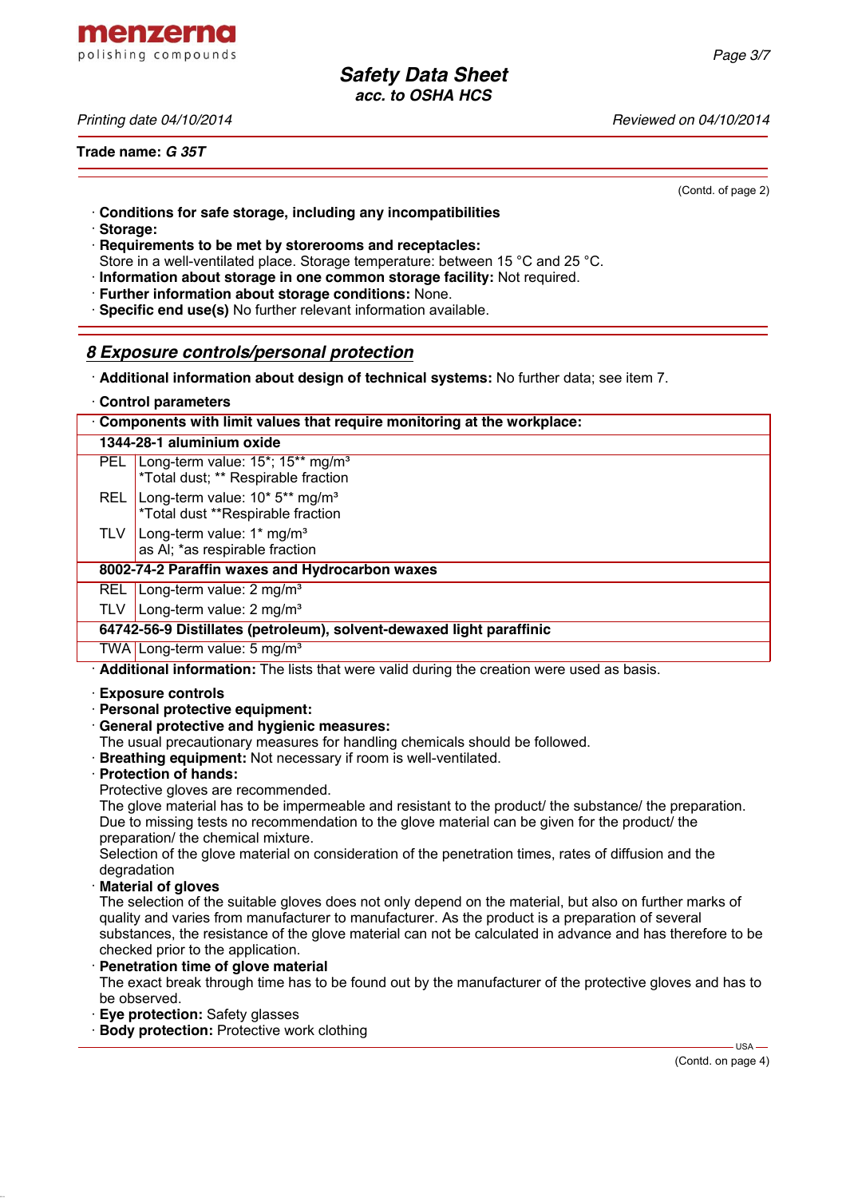(Contd. of page 2)

· **Conditions for safe storage, including any incompatibilities**
· **Storage:**
· **Requirements to be met by storerooms and receptacles:**
Store in a well-ventilated place. Storage temperature: between 15 °C and 25 °C.
· **Information about storage in one common storage facility:** Not required.
· **Further information about storage conditions:** None.
· **Specific end use(s)** No further relevant information available.

## 8 Exposure controls/personal protection

· **Additional information about design of technical systems:** No further data; see item 7.

· **Control parameters**

| · Components with limit values that require monitoring at the workplace: | |
|---|---|
| **1344-28-1 aluminium oxide** | |
| PEL | Long-term value: 15*; 15** mg/m³<br>*Total dust; ** Respirable fraction |
| REL | Long-term value: 10* 5** mg/m³<br>*Total dust **Respirable fraction |
| TLV | Long-term value: 1* mg/m³<br>as Al; *as respirable fraction |
| **8002-74-2 Paraffin waxes and Hydrocarbon waxes** | |
| REL | Long-term value: 2 mg/m³ |
| TLV | Long-term value: 2 mg/m³ |
| **64742-56-9 Distillates (petroleum), solvent-dewaxed light paraffinic** | |
| TWA | Long-term value: 5 mg/m³ |

· **Additional information:** The lists that were valid during the creation were used as basis.

· **Exposure controls**
· **Personal protective equipment:**
· **General protective and hygienic measures:**
The usual precautionary measures for handling chemicals should be followed.
· **Breathing equipment:** Not necessary if room is well-ventilated.
· **Protection of hands:**
Protective gloves are recommended.
The glove material has to be impermeable and resistant to the product/ the substance/ the preparation.
Due to missing tests no recommendation to the glove material can be given for the product/ the preparation/ the chemical mixture.
Selection of the glove material on consideration of the penetration times, rates of diffusion and the degradation
· **Material of gloves**
The selection of the suitable gloves does not only depend on the material, but also on further marks of quality and varies from manufacturer to manufacturer. As the product is a preparation of several substances, the resistance of the glove material can not be calculated in advance and has therefore to be checked prior to the application.
· **Penetration time of glove material**
The exact break through time has to be found out by the manufacturer of the protective gloves and has to be observed.
· **Eye protection:** Safety glasses
· **Body protection:** Protective work clothing

(Contd. on page 4)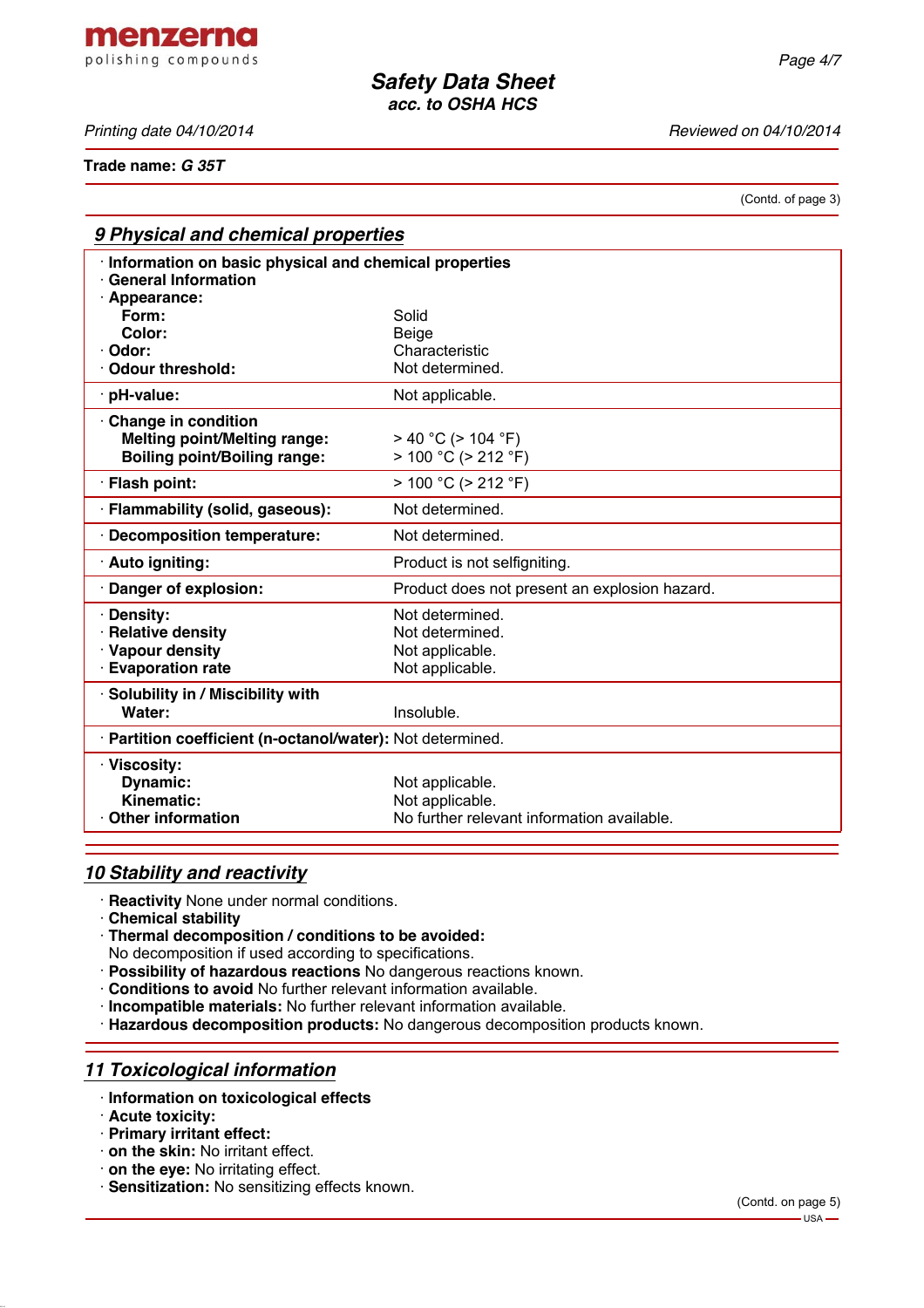Trade name: *G 35T*

(Contd. of page 3)

## 9 Physical and chemical properties

| | |
|---|---|
| · **Information on basic physical and chemical properties** | |
| · **General Information** | |
| · **Appearance:** | |
| **Form:** | Solid |
| **Color:** | Beige |
| · **Odor:** | Characteristic |
| · **Odour threshold:** | Not determined. |
| · **pH-value:** | Not applicable. |
| · **Change in condition** | |
| **Melting point/Melting range:** | > 40 °C (> 104 °F) |
| **Boiling point/Boiling range:** | > 100 °C (> 212 °F) |
| · **Flash point:** | > 100 °C (> 212 °F) |
| · **Flammability (solid, gaseous):** | Not determined. |
| · **Decomposition temperature:** | Not determined. |
| · **Auto igniting:** | Product is not selfigniting. |
| · **Danger of explosion:** | Product does not present an explosion hazard. |
| · **Density:** | Not determined. |
| · **Relative density** | Not determined. |
| · **Vapour density** | Not applicable. |
| · **Evaporation rate** | Not applicable. |
| · **Solubility in / Miscibility with** | |
| **Water:** | Insoluble. |
| · **Partition coefficient (n-octanol/water):** | Not determined. |
| · **Viscosity:** | |
| **Dynamic:** | Not applicable. |
| **Kinematic:** | Not applicable. |
| · **Other information** | No further relevant information available. |

## 10 Stability and reactivity

- **Reactivity** None under normal conditions.
- **Chemical stability**
- **Thermal decomposition / conditions to be avoided:**
  No decomposition if used according to specifications.
- **Possibility of hazardous reactions** No dangerous reactions known.
- **Conditions to avoid** No further relevant information available.
- **Incompatible materials:** No further relevant information available.
- **Hazardous decomposition products:** No dangerous decomposition products known.

## 11 Toxicological information

- **Information on toxicological effects**
- **Acute toxicity:**
- **Primary irritant effect:**
- **on the skin:** No irritant effect.
- **on the eye:** No irritating effect.
- **Sensitization:** No sensitizing effects known.

(Contd. on page 5)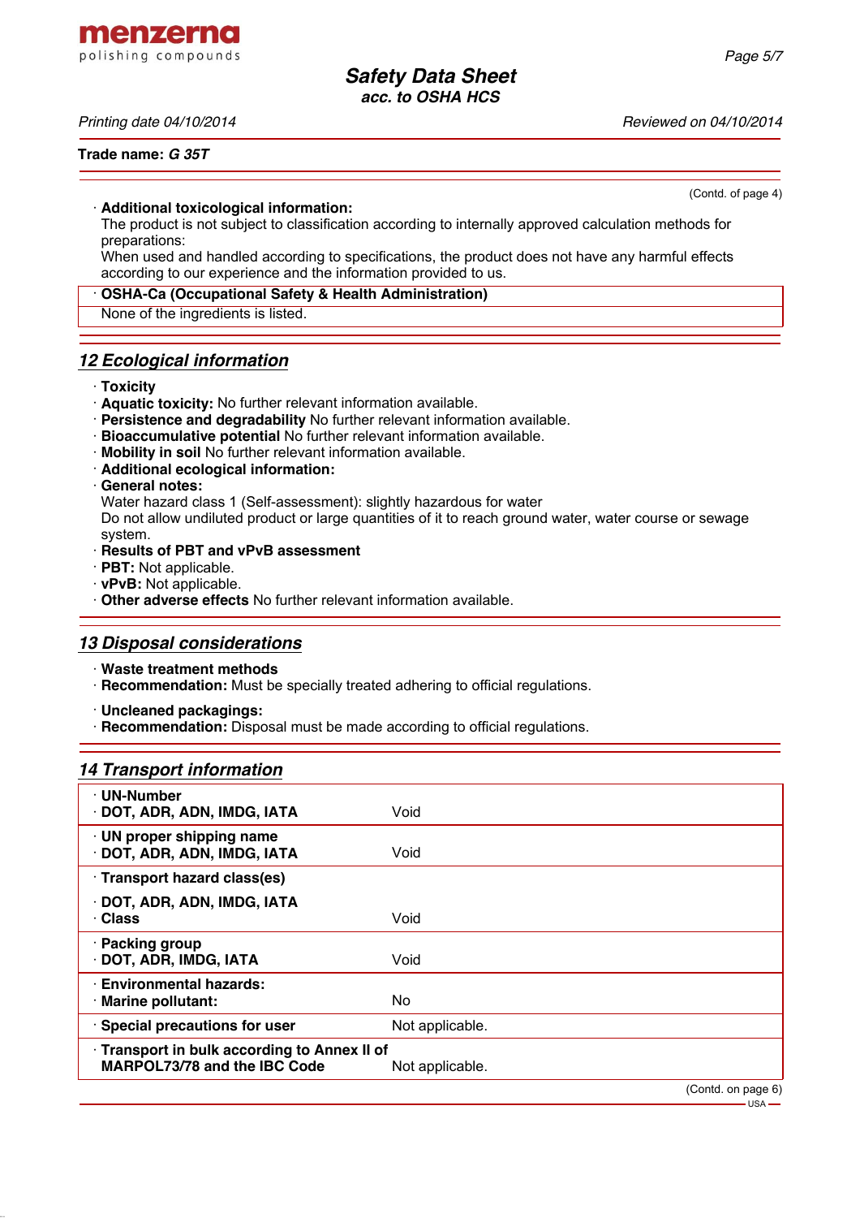Trade name: ***G 35T***

(Contd. of page 4)

· **Additional toxicological information:**
The product is not subject to classification according to internally approved calculation methods for preparations:
When used and handled according to specifications, the product does not have any harmful effects according to our experience and the information provided to us.

· **OSHA-Ca (Occupational Safety & Health Administration)**
None of the ingredients is listed.

## *12 Ecological information*

· **Toxicity**
· **Aquatic toxicity:** No further relevant information available.
· **Persistence and degradability** No further relevant information available.
· **Bioaccumulative potential** No further relevant information available.
· **Mobility in soil** No further relevant information available.
· **Additional ecological information:**
· **General notes:**
Water hazard class 1 (Self-assessment): slightly hazardous for water
Do not allow undiluted product or large quantities of it to reach ground water, water course or sewage system.
· **Results of PBT and vPvB assessment**
· **PBT:** Not applicable.
· **vPvB:** Not applicable.
· **Other adverse effects** No further relevant information available.

## *13 Disposal considerations*

· **Waste treatment methods**
· **Recommendation:** Must be specially treated adhering to official regulations.

· **Uncleaned packagings:**
· **Recommendation:** Disposal must be made according to official regulations.

## *14 Transport information*

| | |
|---|---|
| · **UN-Number**<br>· **DOT, ADR, ADN, IMDG, IATA** | Void |
| · **UN proper shipping name**<br>· **DOT, ADR, ADN, IMDG, IATA** | Void |
| · **Transport hazard class(es)**<br>· **DOT, ADR, ADN, IMDG, IATA**<br>· **Class** | Void |
| · **Packing group**<br>· **DOT, ADR, IMDG, IATA** | Void |
| · **Environmental hazards:**<br>· **Marine pollutant:** | No |
| · **Special precautions for user** | Not applicable. |
| · **Transport in bulk according to Annex II of MARPOL73/78 and the IBC Code** | Not applicable. |

(Contd. on page 6)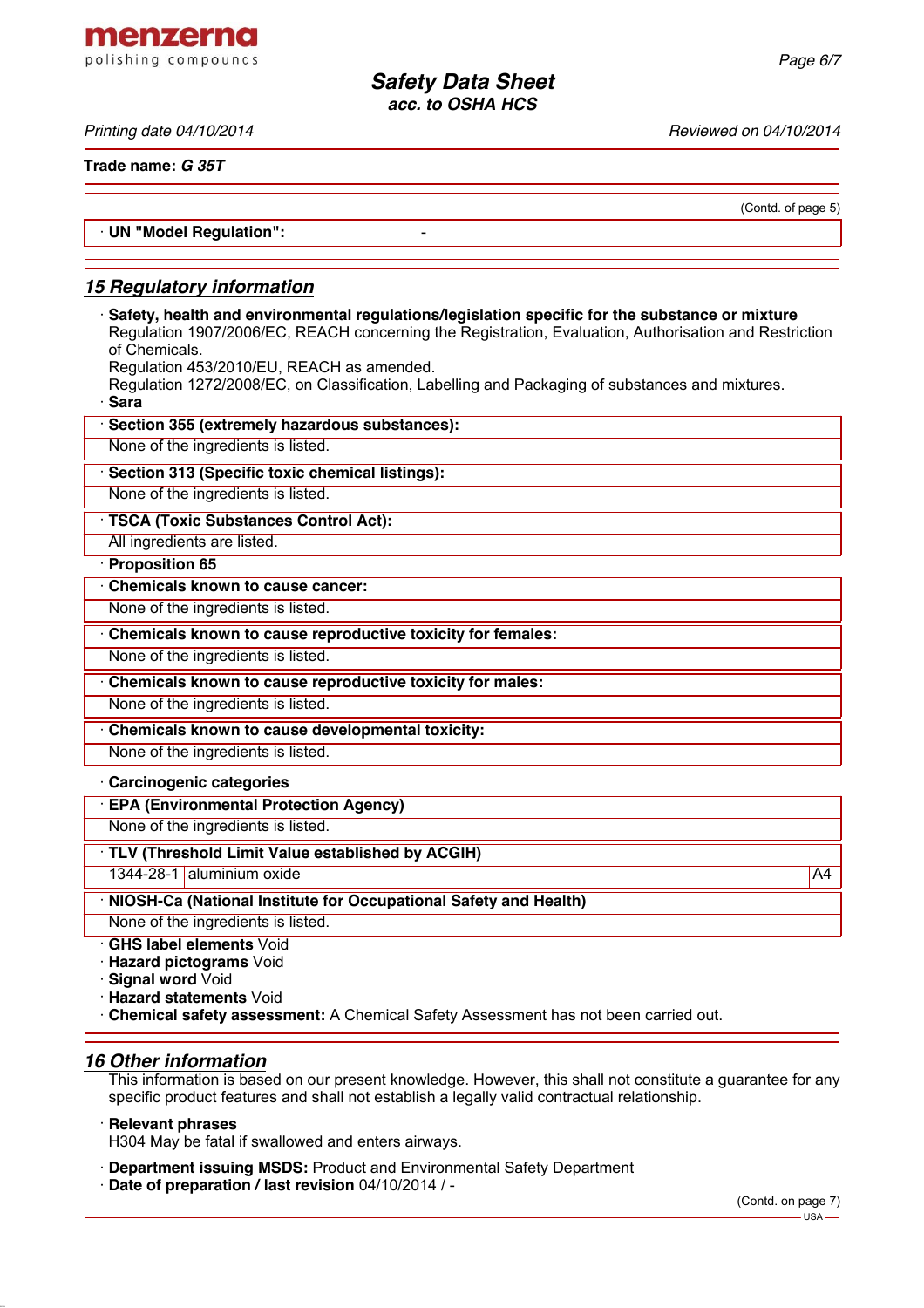Trade name: *G 35T*

(Contd. of page 5)

· **UN "Model Regulation":** -

## *15 Regulatory information*

· **Safety, health and environmental regulations/legislation specific for the substance or mixture**
Regulation 1907/2006/EC, REACH concerning the Registration, Evaluation, Authorisation and Restriction of Chemicals.
Regulation 453/2010/EU, REACH as amended.
Regulation 1272/2008/EC, on Classification, Labelling and Packaging of substances and mixtures.

· **Sara**

· **Section 355 (extremely hazardous substances):**
None of the ingredients is listed.

· **Section 313 (Specific toxic chemical listings):**
None of the ingredients is listed.

· **TSCA (Toxic Substances Control Act):**
All ingredients are listed.

· **Proposition 65**

· **Chemicals known to cause cancer:**
None of the ingredients is listed.

· **Chemicals known to cause reproductive toxicity for females:**
None of the ingredients is listed.

· **Chemicals known to cause reproductive toxicity for males:**
None of the ingredients is listed.

· **Chemicals known to cause developmental toxicity:**
None of the ingredients is listed.

· **Carcinogenic categories**

· **EPA (Environmental Protection Agency)**
None of the ingredients is listed.

· **TLV (Threshold Limit Value established by ACGIH)**

| 1344-28-1 | aluminium oxide | A4 |
|---|---|---|

· **NIOSH-Ca (National Institute for Occupational Safety and Health)**
None of the ingredients is listed.

· **GHS label elements** Void
· **Hazard pictograms** Void
· **Signal word** Void
· **Hazard statements** Void
· **Chemical safety assessment:** A Chemical Safety Assessment has not been carried out.

## *16 Other information*

This information is based on our present knowledge. However, this shall not constitute a guarantee for any specific product features and shall not establish a legally valid contractual relationship.

· **Relevant phrases**
H304 May be fatal if swallowed and enters airways.

· **Department issuing MSDS:** Product and Environmental Safety Department
· **Date of preparation / last revision** 04/10/2014 / -

(Contd. on page 7)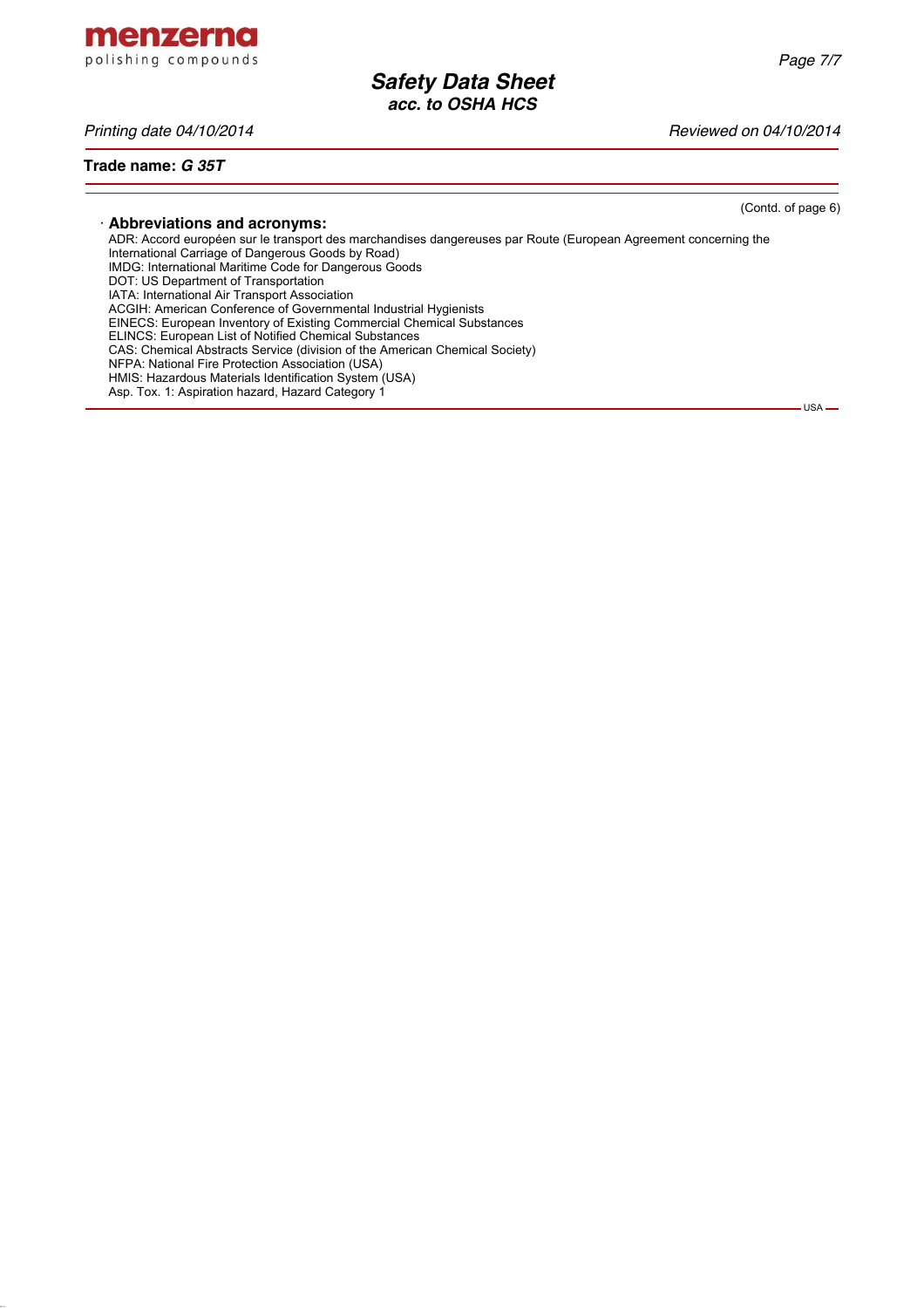(Contd. of page 6)

· **Abbreviations and acronyms:**

ADR: Accord européen sur le transport des marchandises dangereuses par Route (European Agreement concerning the International Carriage of Dangerous Goods by Road)
IMDG: International Maritime Code for Dangerous Goods
DOT: US Department of Transportation
IATA: International Air Transport Association
ACGIH: American Conference of Governmental Industrial Hygienists
EINECS: European Inventory of Existing Commercial Chemical Substances
ELINCS: European List of Notified Chemical Substances
CAS: Chemical Abstracts Service (division of the American Chemical Society)
NFPA: National Fire Protection Association (USA)
HMIS: Hazardous Materials Identification System (USA)
Asp. Tox. 1: Aspiration hazard, Hazard Category 1